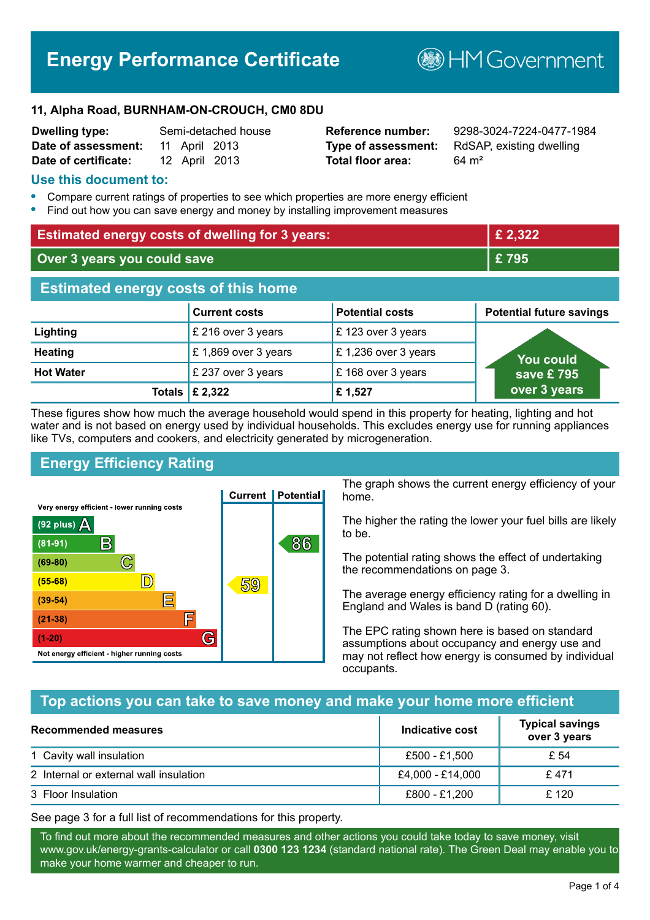# Energy Performance Certificate

HM Government

**11, Alpha Road, BURNHAM-ON-CROUCH, CM0 8DU**

| | | | |
|---|---|---|---|
| **Dwelling type:** | Semi-detached house | **Reference number:** | 9298-3024-7224-0477-1984 |
| **Date of assessment:** | 11 April 2013 | **Type of assessment:** | RdSAP, existing dwelling |
| **Date of certificate:** | 12 April 2013 | **Total floor area:** | 64 m² |

## Use this document to:

- Compare current ratings of properties to see which properties are more energy efficient
- Find out how you can save energy and money by installing improvement measures

| | |
|---|---|
| **Estimated energy costs of dwelling for 3 years:** | **£ 2,322** |
| **Over 3 years you could save** | **£ 795** |

## Estimated energy costs of this home

| | Current costs | Potential costs | Potential future savings |
|---|---|---|---|
| **Lighting** | £ 216 over 3 years | £ 123 over 3 years | You could save £ 795 over 3 years |
| **Heating** | £ 1,869 over 3 years | £ 1,236 over 3 years | |
| **Hot Water** | £ 237 over 3 years | £ 168 over 3 years | |
| **Totals** | **£ 2,322** | **£ 1,527** | |

These figures show how much the average household would spend in this property for heating, lighting and hot water and is not based on energy used by individual households. This excludes energy use for running appliances like TVs, computers and cookers, and electricity generated by microgeneration.

## Energy Efficiency Rating

Current | Potential

Very energy efficient - lower running costs

(92 plus) A

(81-91) B

(69-80) C

(55-68) D

(39-54) E

(21-38) F

(1-20) G

Not energy efficient - higher running costs

59

86

The graph shows the current energy efficiency of your home.

The higher the rating the lower your fuel bills are likely to be.

The potential rating shows the effect of undertaking the recommendations on page 3.

The average energy efficiency rating for a dwelling in England and Wales is band D (rating 60).

The EPC rating shown here is based on standard assumptions about occupancy and energy use and may not reflect how energy is consumed by individual occupants.

## Top actions you can take to save money and make your home more efficient

| Recommended measures | Indicative cost | Typical savings over 3 years |
|---|---|---|
| 1 Cavity wall insulation | £500 - £1,500 | £ 54 |
| 2 Internal or external wall insulation | £4,000 - £14,000 | £ 471 |
| 3 Floor Insulation | £800 - £1,200 | £ 120 |

See page 3 for a full list of recommendations for this property.

To find out more about the recommended measures and other actions you could take today to save money, visit www.gov.uk/energy-grants-calculator or call **0300 123 1234** (standard national rate). The Green Deal may enable you to make your home warmer and cheaper to run.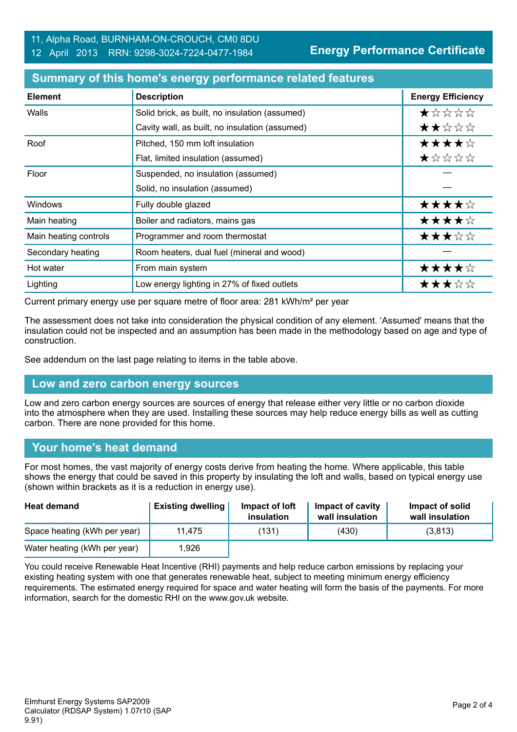11, Alpha Road, BURNHAM-ON-CROUCH, CM0 8DU
12 April 2013 RRN: 9298-3024-7224-0477-1984

**Energy Performance Certificate**

## Summary of this home's energy performance related features

| Element | Description | Energy Efficiency |
|---|---|---|
| Walls | Solid brick, as built, no insulation (assumed) | ★☆☆☆☆ |
| | Cavity wall, as built, no insulation (assumed) | ★★☆☆☆ |
| Roof | Pitched, 150 mm loft insulation | ★★★★☆ |
| | Flat, limited insulation (assumed) | ★☆☆☆☆ |
| Floor | Suspended, no insulation (assumed) | — |
| | Solid, no insulation (assumed) | — |
| Windows | Fully double glazed | ★★★★☆ |
| Main heating | Boiler and radiators, mains gas | ★★★★☆ |
| Main heating controls | Programmer and room thermostat | ★★★☆☆ |
| Secondary heating | Room heaters, dual fuel (mineral and wood) | — |
| Hot water | From main system | ★★★★☆ |
| Lighting | Low energy lighting in 27% of fixed outlets | ★★★☆☆ |

Current primary energy use per square metre of floor area: 281 kWh/m² per year

The assessment does not take into consideration the physical condition of any element. 'Assumed' means that the insulation could not be inspected and an assumption has been made in the methodology based on age and type of construction.

See addendum on the last page relating to items in the table above.

## Low and zero carbon energy sources

Low and zero carbon energy sources are sources of energy that release either very little or no carbon dioxide into the atmosphere when they are used. Installing these sources may help reduce energy bills as well as cutting carbon. There are none provided for this home.

## Your home's heat demand

For most homes, the vast majority of energy costs derive from heating the home. Where applicable, this table shows the energy that could be saved in this property by insulating the loft and walls, based on typical energy use (shown within brackets as it is a reduction in energy use).

| Heat demand | Existing dwelling | Impact of loft insulation | Impact of cavity wall insulation | Impact of solid wall insulation |
|---|---|---|---|---|
| Space heating (kWh per year) | 11,475 | (131) | (430) | (3,813) |
| Water heating (kWh per year) | 1,926 | | | |

You could receive Renewable Heat Incentive (RHI) payments and help reduce carbon emissions by replacing your existing heating system with one that generates renewable heat, subject to meeting minimum energy efficiency requirements. The estimated energy required for space and water heating will form the basis of the payments. For more information, search for the domestic RHI on the www.gov.uk website.

Elmhurst Energy Systems SAP2009 Calculator (RDSAP System) 1.07r10 (SAP 9.91)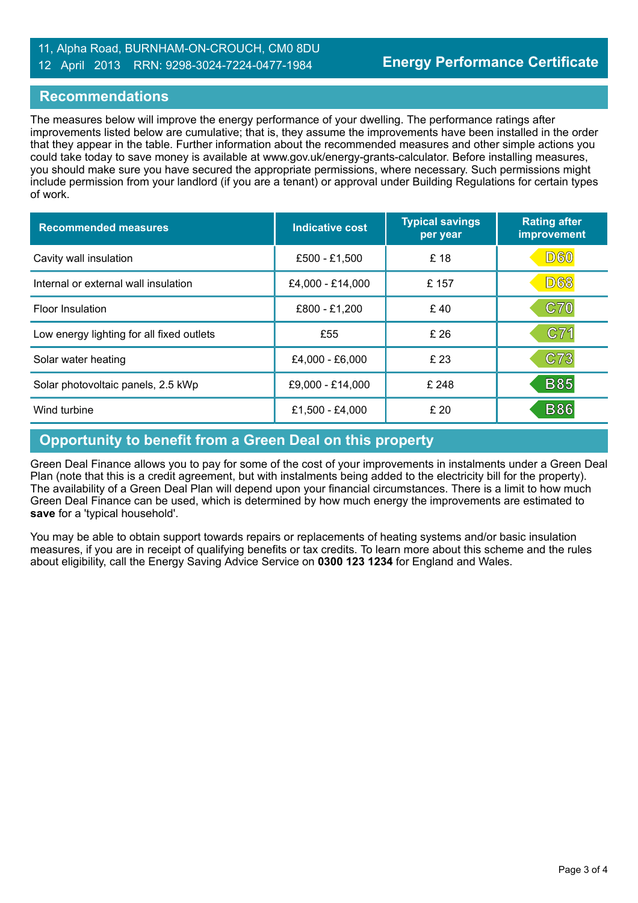11, Alpha Road, BURNHAM-ON-CROUCH, CM0 8DU
12 April 2013 RRN: 9298-3024-7224-0477-1984

**Energy Performance Certificate**

## Recommendations

The measures below will improve the energy performance of your dwelling. The performance ratings after improvements listed below are cumulative; that is, they assume the improvements have been installed in the order that they appear in the table. Further information about the recommended measures and other simple actions you could take today to save money is available at www.gov.uk/energy-grants-calculator. Before installing measures, you should make sure you have secured the appropriate permissions, where necessary. Such permissions might include permission from your landlord (if you are a tenant) or approval under Building Regulations for certain types of work.

| Recommended measures | Indicative cost | Typical savings per year | Rating after improvement |
|---|---|---|---|
| Cavity wall insulation | £500 - £1,500 | £ 18 | D60 |
| Internal or external wall insulation | £4,000 - £14,000 | £ 157 | D68 |
| Floor Insulation | £800 - £1,200 | £ 40 | C70 |
| Low energy lighting for all fixed outlets | £55 | £ 26 | C71 |
| Solar water heating | £4,000 - £6,000 | £ 23 | C73 |
| Solar photovoltaic panels, 2.5 kWp | £9,000 - £14,000 | £ 248 | B85 |
| Wind turbine | £1,500 - £4,000 | £ 20 | B86 |

## Opportunity to benefit from a Green Deal on this property

Green Deal Finance allows you to pay for some of the cost of your improvements in instalments under a Green Deal Plan (note that this is a credit agreement, but with instalments being added to the electricity bill for the property). The availability of a Green Deal Plan will depend upon your financial circumstances. There is a limit to how much Green Deal Finance can be used, which is determined by how much energy the improvements are estimated to **save** for a 'typical household'.

You may be able to obtain support towards repairs or replacements of heating systems and/or basic insulation measures, if you are in receipt of qualifying benefits or tax credits. To learn more about this scheme and the rules about eligibility, call the Energy Saving Advice Service on **0300 123 1234** for England and Wales.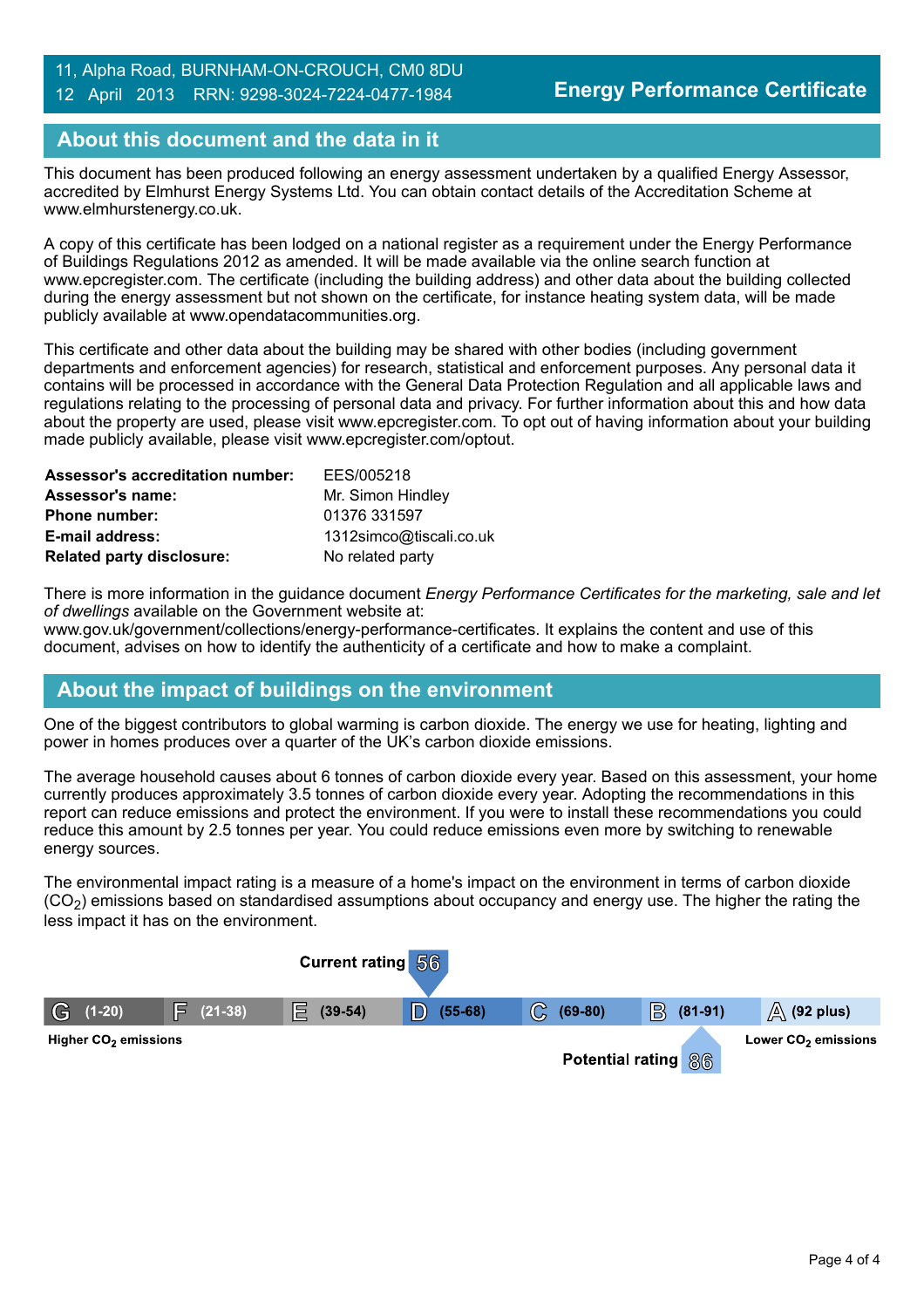11, Alpha Road, BURNHAM-ON-CROUCH, CM0 8DU
12 April 2013 RRN: 9298-3024-7224-0477-1984

**Energy Performance Certificate**

## About this document and the data in it

This document has been produced following an energy assessment undertaken by a qualified Energy Assessor, accredited by Elmhurst Energy Systems Ltd. You can obtain contact details of the Accreditation Scheme at www.elmhurstenergy.co.uk.

A copy of this certificate has been lodged on a national register as a requirement under the Energy Performance of Buildings Regulations 2012 as amended. It will be made available via the online search function at www.epcregister.com. The certificate (including the building address) and other data about the building collected during the energy assessment but not shown on the certificate, for instance heating system data, will be made publicly available at www.opendatacommunities.org.

This certificate and other data about the building may be shared with other bodies (including government departments and enforcement agencies) for research, statistical and enforcement purposes. Any personal data it contains will be processed in accordance with the General Data Protection Regulation and all applicable laws and regulations relating to the processing of personal data and privacy. For further information about this and how data about the property are used, please visit www.epcregister.com. To opt out of having information about your building made publicly available, please visit www.epcregister.com/optout.

| | |
|---|---|
| **Assessor's accreditation number:** | EES/005218 |
| **Assessor's name:** | Mr. Simon Hindley |
| **Phone number:** | 01376 331597 |
| **E-mail address:** | 1312simco@tiscali.co.uk |
| **Related party disclosure:** | No related party |

There is more information in the guidance document *Energy Performance Certificates for the marketing, sale and let of dwellings* available on the Government website at: www.gov.uk/government/collections/energy-performance-certificates. It explains the content and use of this document, advises on how to identify the authenticity of a certificate and how to make a complaint.

## About the impact of buildings on the environment

One of the biggest contributors to global warming is carbon dioxide. The energy we use for heating, lighting and power in homes produces over a quarter of the UK's carbon dioxide emissions.

The average household causes about 6 tonnes of carbon dioxide every year. Based on this assessment, your home currently produces approximately 3.5 tonnes of carbon dioxide every year. Adopting the recommendations in this report can reduce emissions and protect the environment. If you were to install these recommendations you could reduce this amount by 2.5 tonnes per year. You could reduce emissions even more by switching to renewable energy sources.

The environmental impact rating is a measure of a home's impact on the environment in terms of carbon dioxide ($CO_2$) emissions based on standardised assumptions about occupancy and energy use. The higher the rating the less impact it has on the environment.

Current rating 56

G (1-20)
F (21-38)
E (39-54)
D (55-68)
C (69-80)
B (81-91)
A (92 plus)

Higher $CO_2$ emissions

Lower $CO_2$ emissions

Potential rating 86